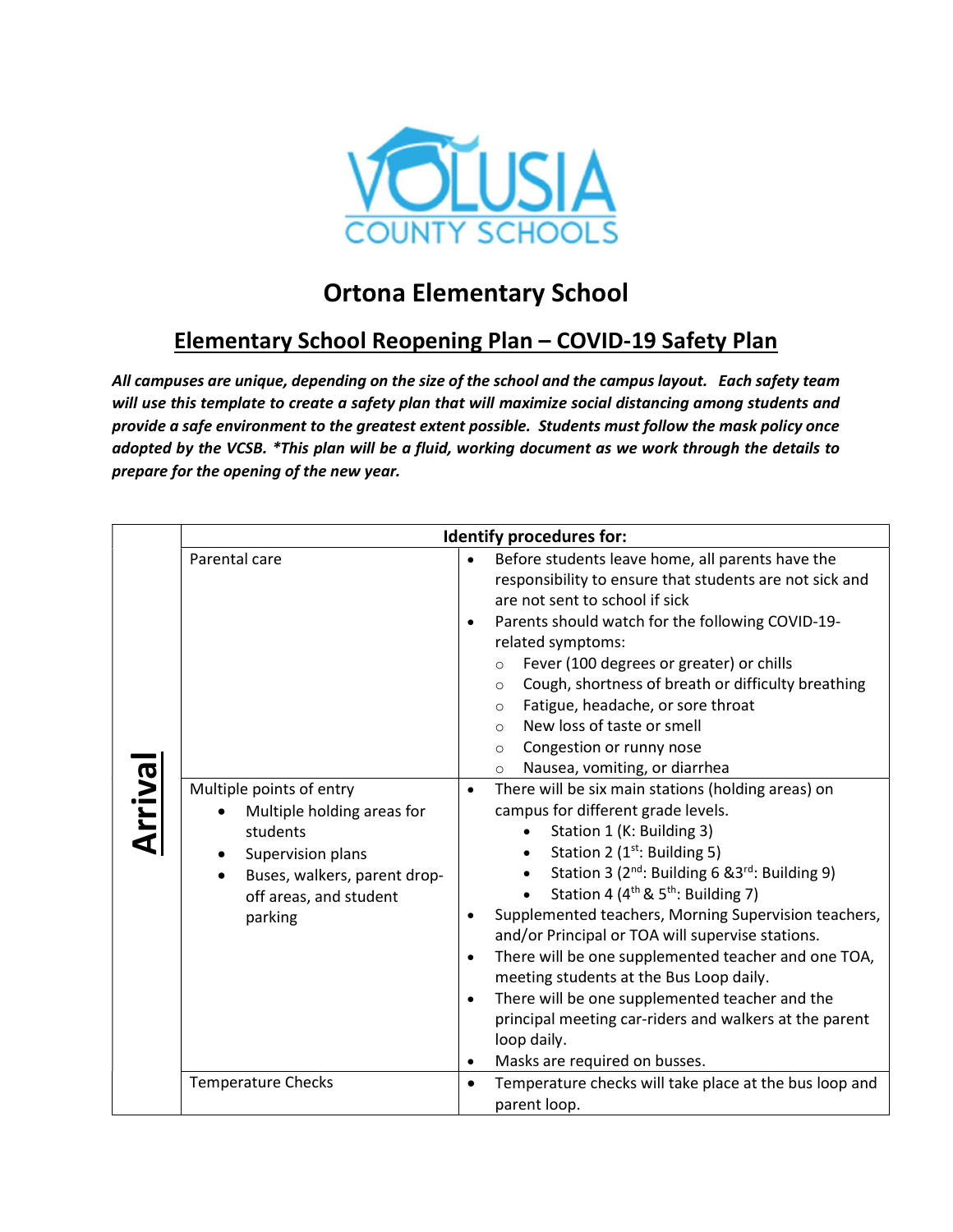# Ortona Elementary School

## Elementary School Reopening Plan – COVID-19 Safety Plan

***All campuses are unique, depending on the size of the school and the campus layout. Each safety team will use this template to create a safety plan that will maximize social distancing among students and provide a safe environment to the greatest extent possible. Students must follow the mask policy once adopted by the VCSB. *This plan will be a fluid, working document as we work through the details to prepare for the opening of the new year.***

| | **Identify procedures for:** | |
|---|---|---|
| **Arrival** | Parental care | • Before students leave home, all parents have the responsibility to ensure that students are not sick and are not sent to school if sick<br>• Parents should watch for the following COVID-19-related symptoms:<br>  ○ Fever (100 degrees or greater) or chills<br>  ○ Cough, shortness of breath or difficulty breathing<br>  ○ Fatigue, headache, or sore throat<br>  ○ New loss of taste or smell<br>  ○ Congestion or runny nose<br>  ○ Nausea, vomiting, or diarrhea |
| | Multiple points of entry<br>• Multiple holding areas for students<br>• Supervision plans<br>• Buses, walkers, parent drop-off areas, and student parking | • There will be six main stations (holding areas) on campus for different grade levels.<br>  • Station 1 (K: Building 3)<br>  • Station 2 (1st: Building 5)<br>  • Station 3 (2nd: Building 6 &3rd: Building 9)<br>  • Station 4 (4th & 5th: Building 7)<br>• Supplemented teachers, Morning Supervision teachers, and/or Principal or TOA will supervise stations.<br>• There will be one supplemented teacher and one TOA, meeting students at the Bus Loop daily.<br>• There will be one supplemented teacher and the principal meeting car-riders and walkers at the parent loop daily.<br>• Masks are required on busses. |
| | Temperature Checks | • Temperature checks will take place at the bus loop and parent loop. |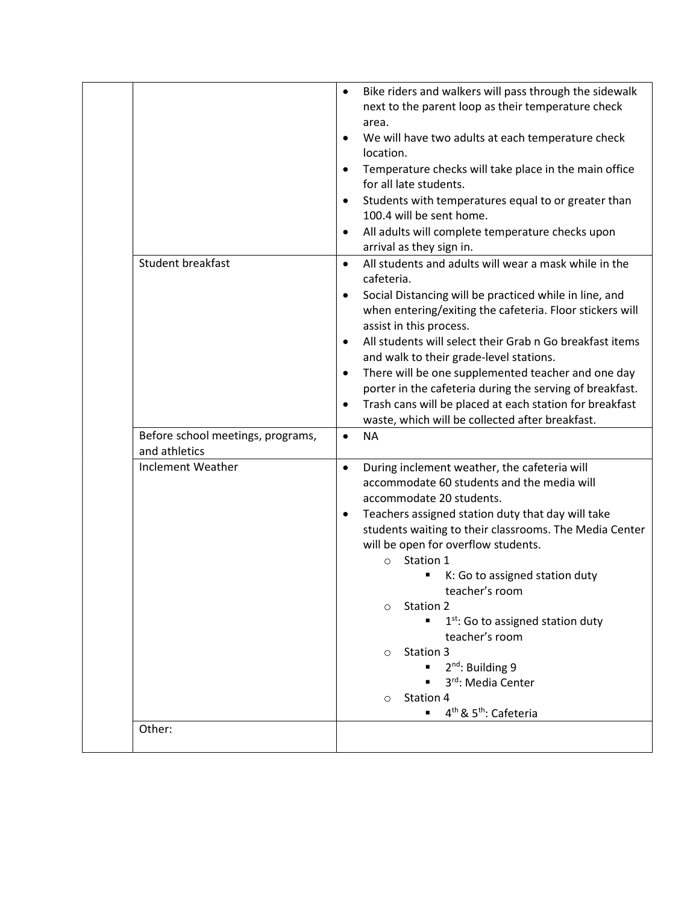| | | |
|---|---|---|
| | | <ul><li>Bike riders and walkers will pass through the sidewalk next to the parent loop as their temperature check area.</li><li>We will have two adults at each temperature check location.</li><li>Temperature checks will take place in the main office for all late students.</li><li>Students with temperatures equal to or greater than 100.4 will be sent home.</li><li>All adults will complete temperature checks upon arrival as they sign in.</li></ul> |
| | Student breakfast | <ul><li>All students and adults will wear a mask while in the cafeteria.</li><li>Social Distancing will be practiced while in line, and when entering/exiting the cafeteria. Floor stickers will assist in this process.</li><li>All students will select their Grab n Go breakfast items and walk to their grade-level stations.</li><li>There will be one supplemented teacher and one day porter in the cafeteria during the serving of breakfast.</li><li>Trash cans will be placed at each station for breakfast waste, which will be collected after breakfast.</li></ul> |
| | Before school meetings, programs, and athletics | <ul><li>NA</li></ul> |
| | Inclement Weather | <ul><li>During inclement weather, the cafeteria will accommodate 60 students and the media will accommodate 20 students.</li><li>Teachers assigned station duty that day will take students waiting to their classrooms. The Media Center will be open for overflow students.<ul><li>Station 1<ul><li>K: Go to assigned station duty teacher's room</li></ul></li><li>Station 2<ul><li>1st: Go to assigned station duty teacher's room</li></ul></li><li>Station 3<ul><li>2nd: Building 9</li><li>3rd: Media Center</li></ul></li><li>Station 4<ul><li>4th & 5th: Cafeteria</li></ul></li></ul></li></ul> |
| | Other: | |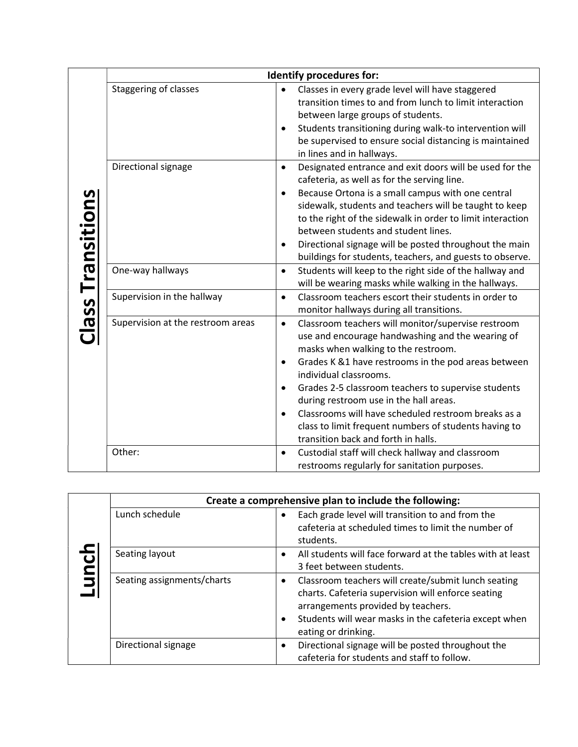## Class Transitions

| | Identify procedures for: |
|---|---|
| Staggering of classes | • Classes in every grade level will have staggered transition times to and from lunch to limit interaction between large groups of students.<br>• Students transitioning during walk-to intervention will be supervised to ensure social distancing is maintained in lines and in hallways. |
| Directional signage | • Designated entrance and exit doors will be used for the cafeteria, as well as for the serving line.<br>• Because Ortona is a small campus with one central sidewalk, students and teachers will be taught to keep to the right of the sidewalk in order to limit interaction between students and student lines.<br>• Directional signage will be posted throughout the main buildings for students, teachers, and guests to observe. |
| One-way hallways | • Students will keep to the right side of the hallway and will be wearing masks while walking in the hallways. |
| Supervision in the hallway | • Classroom teachers escort their students in order to monitor hallways during all transitions. |
| Supervision at the restroom areas | • Classroom teachers will monitor/supervise restroom use and encourage handwashing and the wearing of masks when walking to the restroom.<br>• Grades K &1 have restrooms in the pod areas between individual classrooms.<br>• Grades 2-5 classroom teachers to supervise students during restroom use in the hall areas.<br>• Classrooms will have scheduled restroom breaks as a class to limit frequent numbers of students having to transition back and forth in halls. |
| Other: | • Custodial staff will check hallway and classroom restrooms regularly for sanitation purposes. |

## Lunch

| | Create a comprehensive plan to include the following: |
|---|---|
| Lunch schedule | • Each grade level will transition to and from the cafeteria at scheduled times to limit the number of students. |
| Seating layout | • All students will face forward at the tables with at least 3 feet between students. |
| Seating assignments/charts | • Classroom teachers will create/submit lunch seating charts. Cafeteria supervision will enforce seating arrangements provided by teachers.<br>• Students will wear masks in the cafeteria except when eating or drinking. |
| Directional signage | • Directional signage will be posted throughout the cafeteria for students and staff to follow. |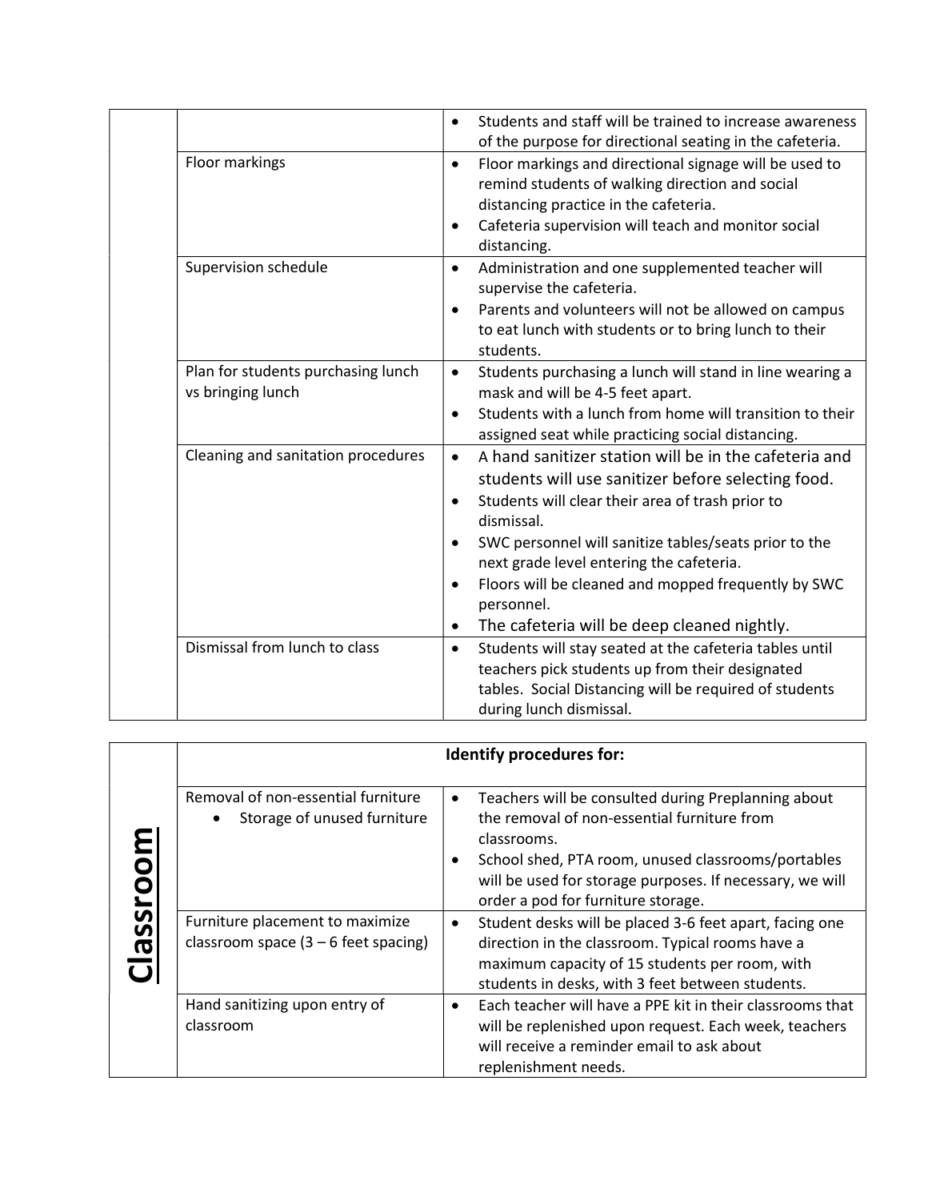| | | |
|---|---|---|
| | | • Students and staff will be trained to increase awareness of the purpose for directional seating in the cafeteria. |
| | Floor markings | • Floor markings and directional signage will be used to remind students of walking direction and social distancing practice in the cafeteria.<br>• Cafeteria supervision will teach and monitor social distancing. |
| | Supervision schedule | • Administration and one supplemented teacher will supervise the cafeteria.<br>• Parents and volunteers will not be allowed on campus to eat lunch with students or to bring lunch to their students. |
| | Plan for students purchasing lunch vs bringing lunch | • Students purchasing a lunch will stand in line wearing a mask and will be 4-5 feet apart.<br>• Students with a lunch from home will transition to their assigned seat while practicing social distancing. |
| | Cleaning and sanitation procedures | • A hand sanitizer station will be in the cafeteria and students will use sanitizer before selecting food.<br>• Students will clear their area of trash prior to dismissal.<br>• SWC personnel will sanitize tables/seats prior to the next grade level entering the cafeteria.<br>• Floors will be cleaned and mopped frequently by SWC personnel.<br>• The cafeteria will be deep cleaned nightly. |
| | Dismissal from lunch to class | • Students will stay seated at the cafeteria tables until teachers pick students up from their designated tables. Social Distancing will be required of students during lunch dismissal. |

| | **Identify procedures for:** | |
|---|---|---|
| **Classroom** | Removal of non-essential furniture<br>• Storage of unused furniture | • Teachers will be consulted during Preplanning about the removal of non-essential furniture from classrooms.<br>• School shed, PTA room, unused classrooms/portables will be used for storage purposes. If necessary, we will order a pod for furniture storage. |
| | Furniture placement to maximize classroom space (3 – 6 feet spacing) | • Student desks will be placed 3-6 feet apart, facing one direction in the classroom. Typical rooms have a maximum capacity of 15 students per room, with students in desks, with 3 feet between students. |
| | Hand sanitizing upon entry of classroom | • Each teacher will have a PPE kit in their classrooms that will be replenished upon request. Each week, teachers will receive a reminder email to ask about replenishment needs. |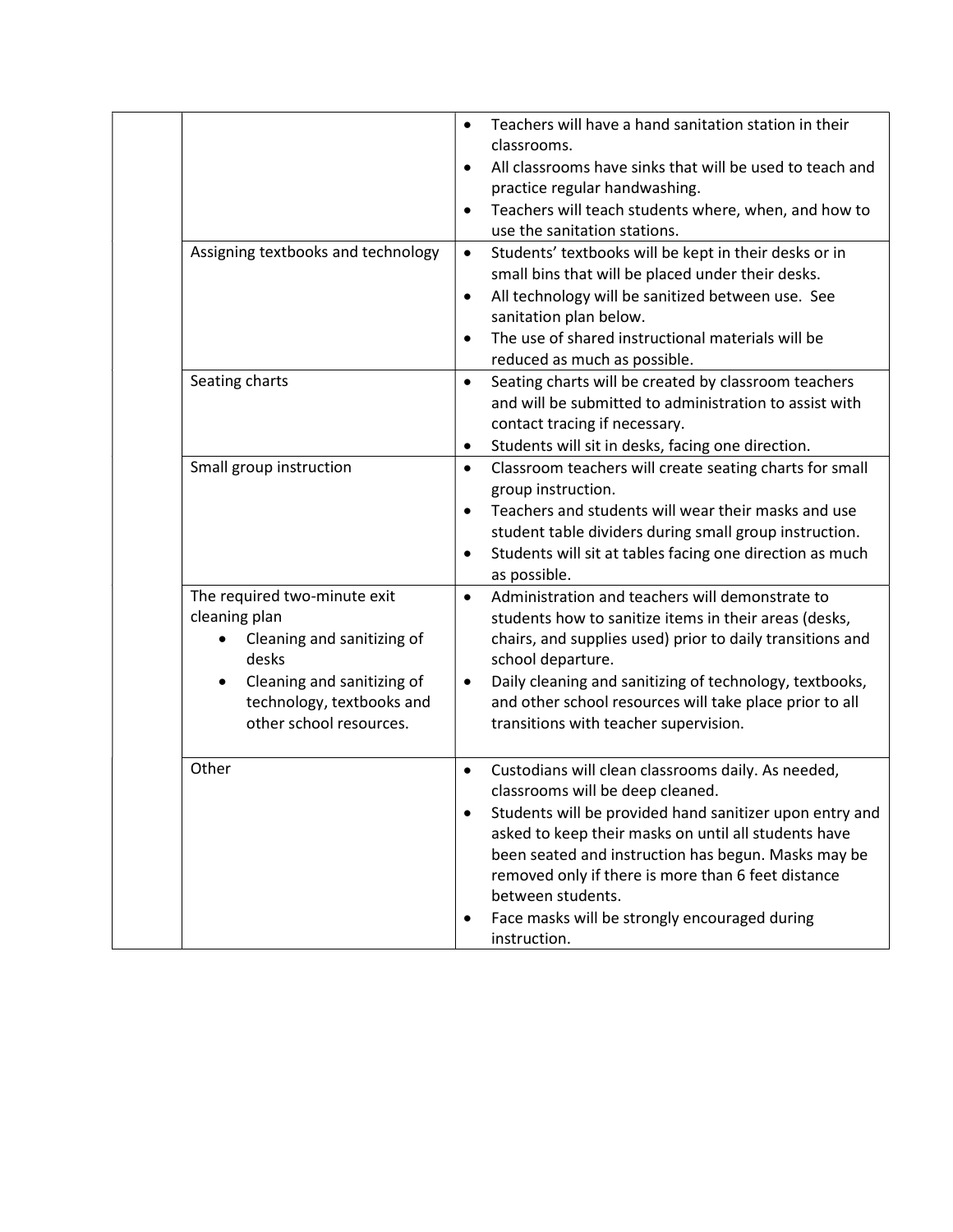| | | |
|---|---|---|
| | | • Teachers will have a hand sanitation station in their classrooms.<br>• All classrooms have sinks that will be used to teach and practice regular handwashing.<br>• Teachers will teach students where, when, and how to use the sanitation stations. |
| | Assigning textbooks and technology | • Students' textbooks will be kept in their desks or in small bins that will be placed under their desks.<br>• All technology will be sanitized between use. See sanitation plan below.<br>• The use of shared instructional materials will be reduced as much as possible. |
| | Seating charts | • Seating charts will be created by classroom teachers and will be submitted to administration to assist with contact tracing if necessary.<br>• Students will sit in desks, facing one direction. |
| | Small group instruction | • Classroom teachers will create seating charts for small group instruction.<br>• Teachers and students will wear their masks and use student table dividers during small group instruction.<br>• Students will sit at tables facing one direction as much as possible. |
| | The required two-minute exit cleaning plan<br>• Cleaning and sanitizing of desks<br>• Cleaning and sanitizing of technology, textbooks and other school resources. | • Administration and teachers will demonstrate to students how to sanitize items in their areas (desks, chairs, and supplies used) prior to daily transitions and school departure.<br>• Daily cleaning and sanitizing of technology, textbooks, and other school resources will take place prior to all transitions with teacher supervision. |
| | Other | • Custodians will clean classrooms daily. As needed, classrooms will be deep cleaned.<br>• Students will be provided hand sanitizer upon entry and asked to keep their masks on until all students have been seated and instruction has begun. Masks may be removed only if there is more than 6 feet distance between students.<br>• Face masks will be strongly encouraged during instruction. |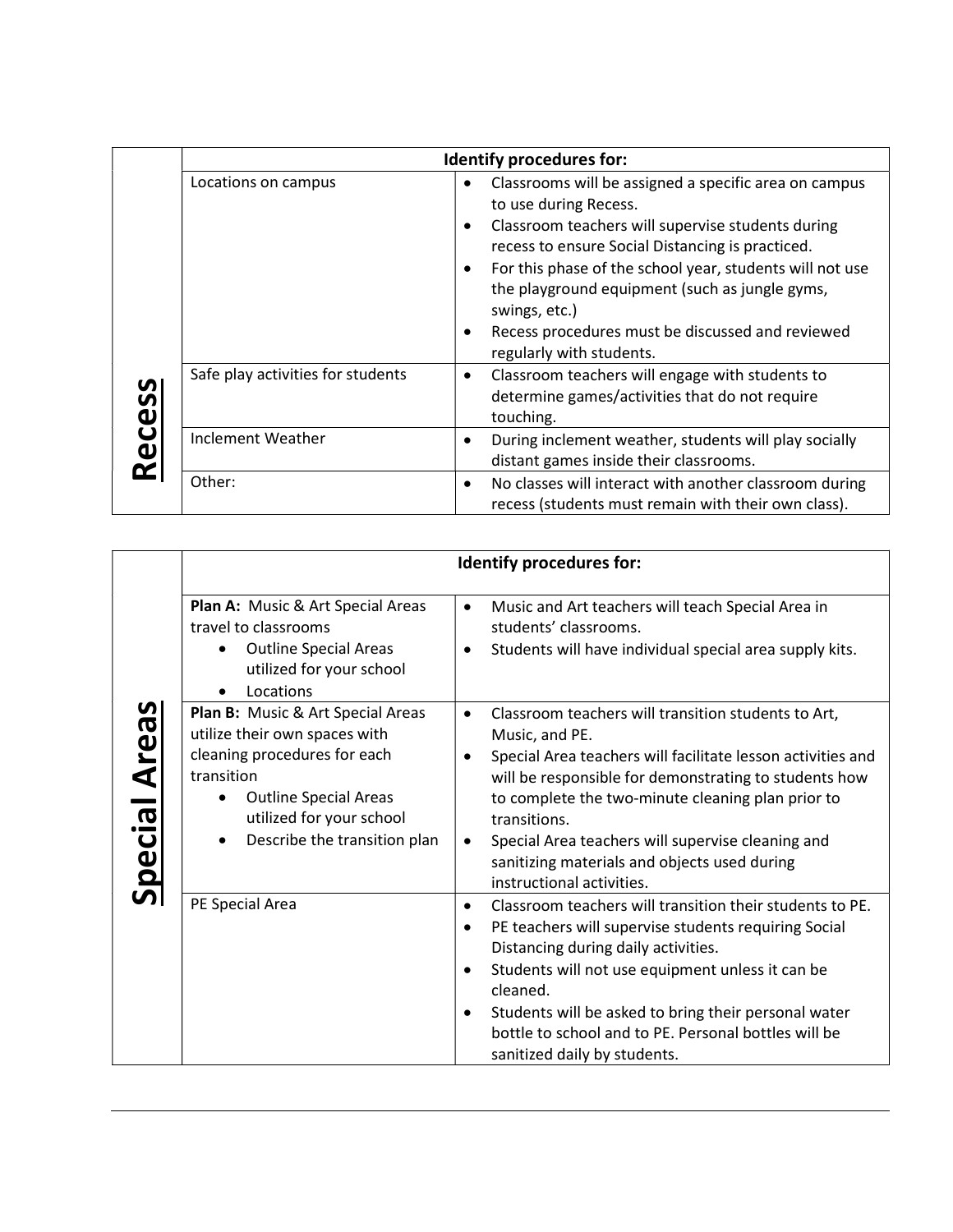| Recess | Identify procedures for: | |
|---|---|---|
| | Locations on campus | • Classrooms will be assigned a specific area on campus to use during Recess.<br>• Classroom teachers will supervise students during recess to ensure Social Distancing is practiced.<br>• For this phase of the school year, students will not use the playground equipment (such as jungle gyms, swings, etc.)<br>• Recess procedures must be discussed and reviewed regularly with students. |
| | Safe play activities for students | • Classroom teachers will engage with students to determine games/activities that do not require touching. |
| | Inclement Weather | • During inclement weather, students will play socially distant games inside their classrooms. |
| | Other: | • No classes will interact with another classroom during recess (students must remain with their own class). |

| Special Areas | Identify procedures for: | |
|---|---|---|
| | **Plan A:** Music & Art Special Areas travel to classrooms<br>• Outline Special Areas utilized for your school<br>• Locations | • Music and Art teachers will teach Special Area in students' classrooms.<br>• Students will have individual special area supply kits. |
| | **Plan B:** Music & Art Special Areas utilize their own spaces with cleaning procedures for each transition<br>• Outline Special Areas utilized for your school<br>• Describe the transition plan | • Classroom teachers will transition students to Art, Music, and PE.<br>• Special Area teachers will facilitate lesson activities and will be responsible for demonstrating to students how to complete the two-minute cleaning plan prior to transitions.<br>• Special Area teachers will supervise cleaning and sanitizing materials and objects used during instructional activities. |
| | PE Special Area | • Classroom teachers will transition their students to PE.<br>• PE teachers will supervise students requiring Social Distancing during daily activities.<br>• Students will not use equipment unless it can be cleaned.<br>• Students will be asked to bring their personal water bottle to school and to PE. Personal bottles will be sanitized daily by students. |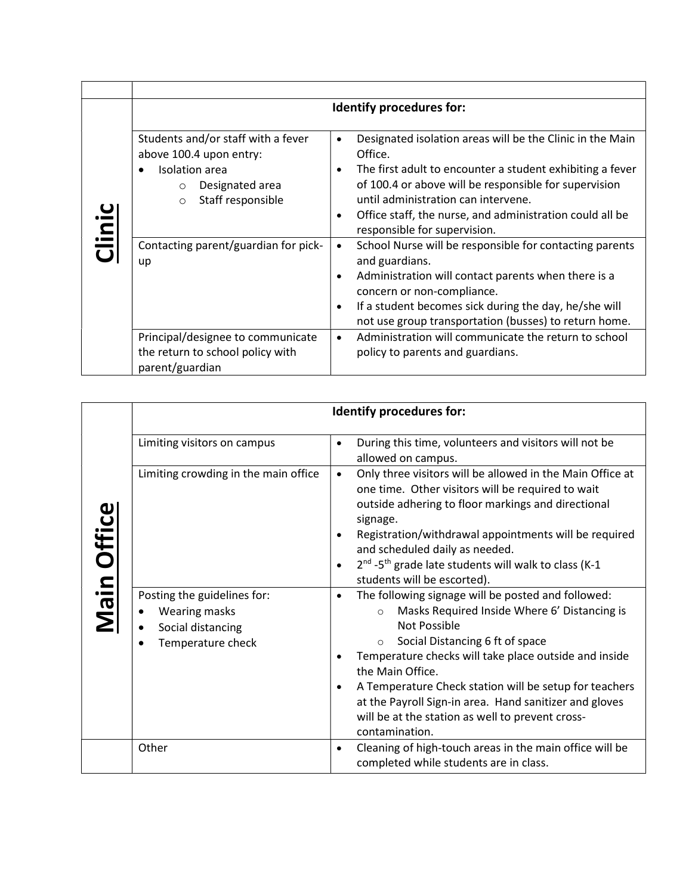| | | |
|---|---|---|
| **Clinic** | **Identify procedures for:** | |
| | Students and/or staff with a fever above 100.4 upon entry:<br>• Isolation area<br>  ○ Designated area<br>  ○ Staff responsible | • Designated isolation areas will be the Clinic in the Main Office.<br>• The first adult to encounter a student exhibiting a fever of 100.4 or above will be responsible for supervision until administration can intervene.<br>• Office staff, the nurse, and administration could all be responsible for supervision. |
| | Contacting parent/guardian for pick-up | • School Nurse will be responsible for contacting parents and guardians.<br>• Administration will contact parents when there is a concern or non-compliance.<br>• If a student becomes sick during the day, he/she will not use group transportation (busses) to return home. |
| | Principal/designee to communicate the return to school policy with parent/guardian | • Administration will communicate the return to school policy to parents and guardians. |

| | | |
|---|---|---|
| **Main Office** | **Identify procedures for:** | |
| | Limiting visitors on campus | • During this time, volunteers and visitors will not be allowed on campus. |
| | Limiting crowding in the main office | • Only three visitors will be allowed in the Main Office at one time. Other visitors will be required to wait outside adhering to floor markings and directional signage.<br>• Registration/withdrawal appointments will be required and scheduled daily as needed.<br>• 2nd -5th grade late students will walk to class (K-1 students will be escorted). |
| | Posting the guidelines for:<br>• Wearing masks<br>• Social distancing<br>• Temperature check | • The following signage will be posted and followed:<br>  ○ Masks Required Inside Where 6' Distancing is Not Possible<br>  ○ Social Distancing 6 ft of space<br>• Temperature checks will take place outside and inside the Main Office.<br>• A Temperature Check station will be setup for teachers at the Payroll Sign-in area. Hand sanitizer and gloves will be at the station as well to prevent cross-contamination. |
| | Other | • Cleaning of high-touch areas in the main office will be completed while students are in class. |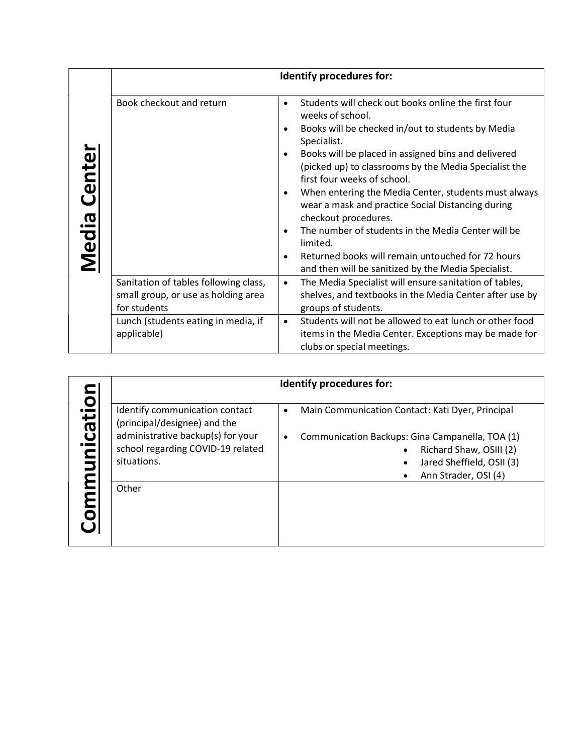| Media Center | Identify procedures for: | |
|---|---|---|
| | Book checkout and return | • Students will check out books online the first four weeks of school.<br>• Books will be checked in/out to students by Media Specialist.<br>• Books will be placed in assigned bins and delivered (picked up) to classrooms by the Media Specialist the first four weeks of school.<br>• When entering the Media Center, students must always wear a mask and practice Social Distancing during checkout procedures.<br>• The number of students in the Media Center will be limited.<br>• Returned books will remain untouched for 72 hours and then will be sanitized by the Media Specialist. |
| | Sanitation of tables following class, small group, or use as holding area for students | • The Media Specialist will ensure sanitation of tables, shelves, and textbooks in the Media Center after use by groups of students. |
| | Lunch (students eating in media, if applicable) | • Students will not be allowed to eat lunch or other food items in the Media Center. Exceptions may be made for clubs or special meetings. |

| Communication | Identify procedures for: | |
|---|---|---|
| | Identify communication contact (principal/designee) and the administrative backup(s) for your school regarding COVID-19 related situations. | • Main Communication Contact: Kati Dyer, Principal<br>• Communication Backups: Gina Campanella, TOA (1)<br>  • Richard Shaw, OSIII (2)<br>  • Jared Sheffield, OSII (3)<br>  • Ann Strader, OSI (4) |
| | Other | |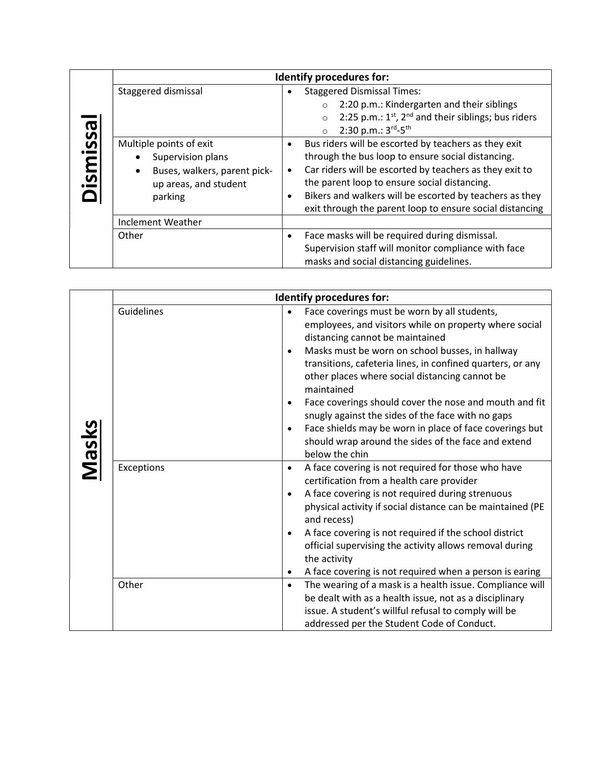| Dismissal | Identify procedures for: | |
|---|---|---|
| | Staggered dismissal | • Staggered Dismissal Times:<br>  ○ 2:20 p.m.: Kindergarten and their siblings<br>  ○ 2:25 p.m.: 1st, 2nd and their siblings; bus riders<br>  ○ 2:30 p.m.: 3rd-5th |
| | Multiple points of exit<br>• Supervision plans<br>• Buses, walkers, parent pick-up areas, and student parking | • Bus riders will be escorted by teachers as they exit through the bus loop to ensure social distancing.<br>• Car riders will be escorted by teachers as they exit to the parent loop to ensure social distancing.<br>• Bikers and walkers will be escorted by teachers as they exit through the parent loop to ensure social distancing |
| | Inclement Weather | |
| | Other | • Face masks will be required during dismissal. Supervision staff will monitor compliance with face masks and social distancing guidelines. |

| Masks | Identify procedures for: | |
|---|---|---|
| | Guidelines | • Face coverings must be worn by all students, employees, and visitors while on property where social distancing cannot be maintained<br>• Masks must be worn on school busses, in hallway transitions, cafeteria lines, in confined quarters, or any other places where social distancing cannot be maintained<br>• Face coverings should cover the nose and mouth and fit snugly against the sides of the face with no gaps<br>• Face shields may be worn in place of face coverings but should wrap around the sides of the face and extend below the chin |
| | Exceptions | • A face covering is not required for those who have certification from a health care provider<br>• A face covering is not required during strenuous physical activity if social distance can be maintained (PE and recess)<br>• A face covering is not required if the school district official supervising the activity allows removal during the activity<br>• A face covering is not required when a person is earing |
| | Other | • The wearing of a mask is a health issue. Compliance will be dealt with as a health issue, not as a disciplinary issue. A student's willful refusal to comply will be addressed per the Student Code of Conduct. |